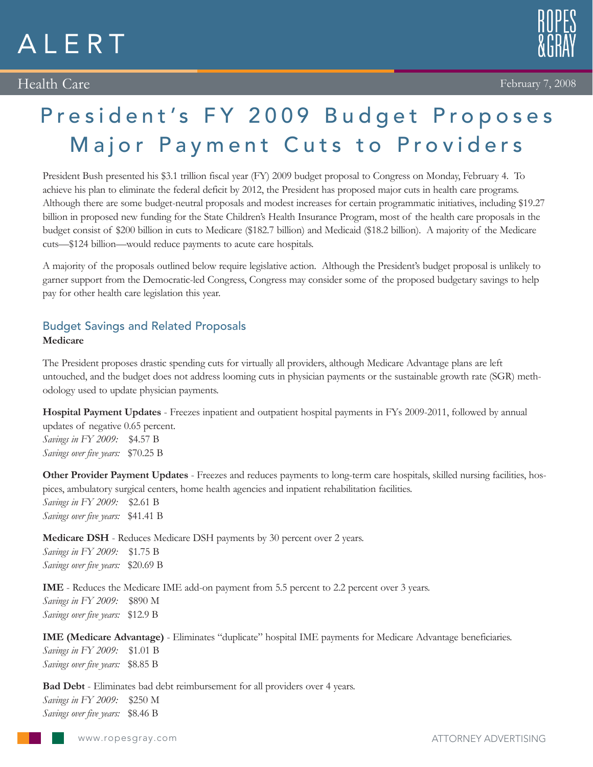# ALERT

Health Care

February 7, 2008

# President's FY 2009 Budget Proposes Major Payment Cuts to Providers

President Bush presented his $3.1 trillion fiscal year (FY) 2009 budget proposal to Congress on Monday, February 4. To achieve his plan to eliminate the federal deficit by 2012, the President has proposed major cuts in health care programs. Although there are some budget-neutral proposals and modest increases for certain programmatic initiatives, including $19.27 billion in proposed new funding for the State Children's Health Insurance Program, most of the health care proposals in the budget consist of $200 billion in cuts to Medicare ($182.7 billion) and Medicaid ($18.2 billion). A majority of the Medicare cuts—$124 billion—would reduce payments to acute care hospitals.

A majority of the proposals outlined below require legislative action. Although the President's budget proposal is unlikely to garner support from the Democratic-led Congress, Congress may consider some of the proposed budgetary savings to help pay for other health care legislation this year.

## Budget Savings and Related Proposals

### Medicare

The President proposes drastic spending cuts for virtually all providers, although Medicare Advantage plans are left untouched, and the budget does not address looming cuts in physician payments or the sustainable growth rate (SGR) methodology used to update physician payments.

**Hospital Payment Updates** - Freezes inpatient and outpatient hospital payments in FYs 2009-2011, followed by annual updates of negative 0.65 percent.
*Savings in FY 2009:* $4.57 B
*Savings over five years:* $70.25 B

**Other Provider Payment Updates** - Freezes and reduces payments to long-term care hospitals, skilled nursing facilities, hospices, ambulatory surgical centers, home health agencies and inpatient rehabilitation facilities.
*Savings in FY 2009:* $2.61 B
*Savings over five years:* $41.41 B

**Medicare DSH** - Reduces Medicare DSH payments by 30 percent over 2 years.
*Savings in FY 2009:* $1.75 B
*Savings over five years:* $20.69 B

**IME** - Reduces the Medicare IME add-on payment from 5.5 percent to 2.2 percent over 3 years.
*Savings in FY 2009:* $890 M
*Savings over five years:* $12.9 B

**IME (Medicare Advantage)** - Eliminates "duplicate" hospital IME payments for Medicare Advantage beneficiaries.
*Savings in FY 2009:* $1.01 B
*Savings over five years:* $8.85 B

**Bad Debt** - Eliminates bad debt reimbursement for all providers over 4 years.
*Savings in FY 2009:* $250 M
*Savings over five years:* $8.46 B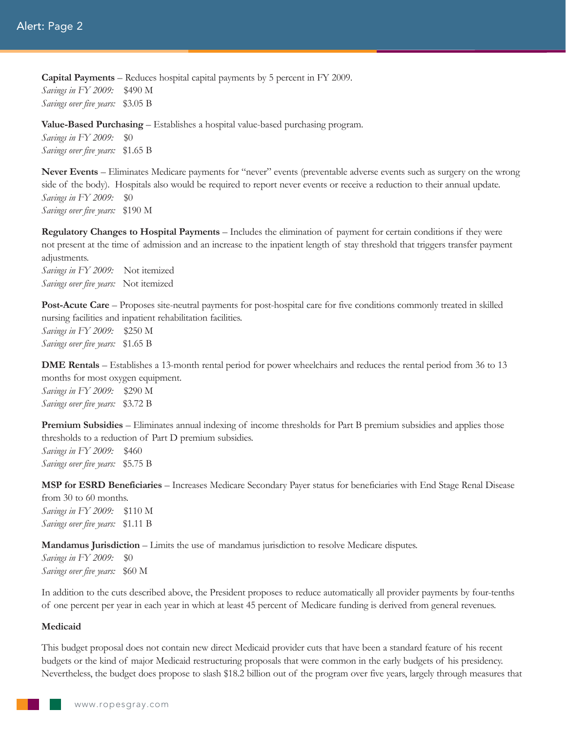**Capital Payments** – Reduces hospital capital payments by 5 percent in FY 2009.
*Savings in FY 2009:* $490 M
*Savings over five years:* $3.05 B

**Value-Based Purchasing** – Establishes a hospital value-based purchasing program.
*Savings in FY 2009:* $0
*Savings over five years:* $1.65 B

**Never Events** – Eliminates Medicare payments for "never" events (preventable adverse events such as surgery on the wrong side of the body). Hospitals also would be required to report never events or receive a reduction to their annual update.
*Savings in FY 2009:* $0
*Savings over five years:* $190 M

**Regulatory Changes to Hospital Payments** – Includes the elimination of payment for certain conditions if they were not present at the time of admission and an increase to the inpatient length of stay threshold that triggers transfer payment adjustments.
*Savings in FY 2009:* Not itemized
*Savings over five years:* Not itemized

**Post-Acute Care** – Proposes site-neutral payments for post-hospital care for five conditions commonly treated in skilled nursing facilities and inpatient rehabilitation facilities.
*Savings in FY 2009:* $250 M
*Savings over five years:* $1.65 B

**DME Rentals** – Establishes a 13-month rental period for power wheelchairs and reduces the rental period from 36 to 13 months for most oxygen equipment.
*Savings in FY 2009:* $290 M
*Savings over five years:* $3.72 B

**Premium Subsidies** – Eliminates annual indexing of income thresholds for Part B premium subsidies and applies those thresholds to a reduction of Part D premium subsidies.
*Savings in FY 2009:* $460
*Savings over five years:* $5.75 B

**MSP for ESRD Beneficiaries** – Increases Medicare Secondary Payer status for beneficiaries with End Stage Renal Disease from 30 to 60 months.
*Savings in FY 2009:* $110 M
*Savings over five years:* $1.11 B

**Mandamus Jurisdiction** – Limits the use of mandamus jurisdiction to resolve Medicare disputes.
*Savings in FY 2009:* $0
*Savings over five years:* $60 M

In addition to the cuts described above, the President proposes to reduce automatically all provider payments by four-tenths of one percent per year in each year in which at least 45 percent of Medicare funding is derived from general revenues.

**Medicaid**

This budget proposal does not contain new direct Medicaid provider cuts that have been a standard feature of his recent budgets or the kind of major Medicaid restructuring proposals that were common in the early budgets of his presidency. Nevertheless, the budget does propose to slash $18.2 billion out of the program over five years, largely through measures that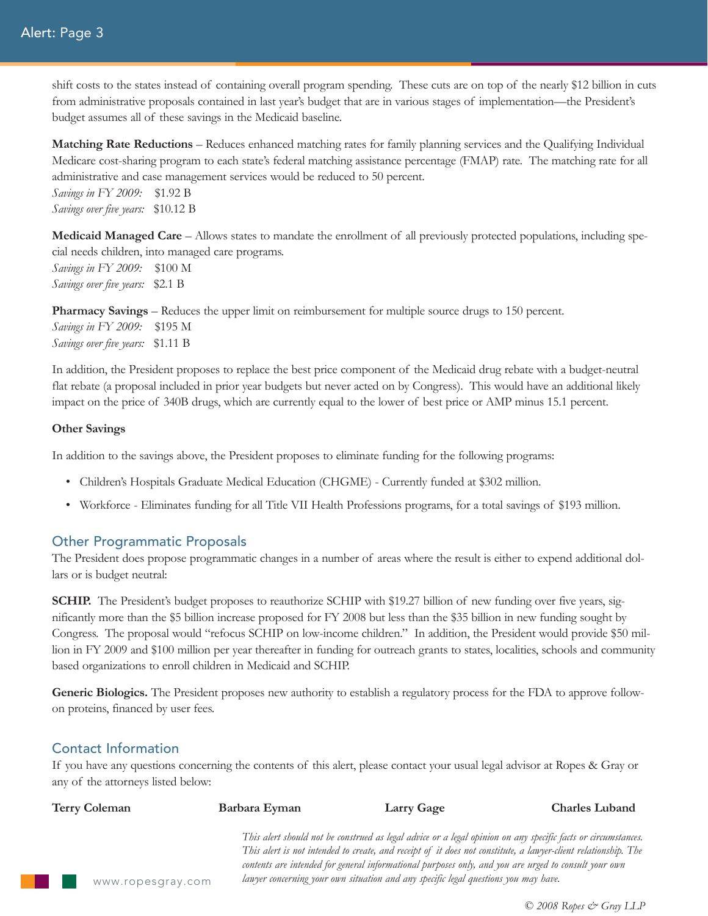shift costs to the states instead of containing overall program spending. These cuts are on top of the nearly $12 billion in cuts from administrative proposals contained in last year's budget that are in various stages of implementation—the President's budget assumes all of these savings in the Medicaid baseline.

**Matching Rate Reductions** – Reduces enhanced matching rates for family planning services and the Qualifying Individual Medicare cost-sharing program to each state's federal matching assistance percentage (FMAP) rate. The matching rate for all administrative and case management services would be reduced to 50 percent.
*Savings in FY 2009:* $1.92 B
*Savings over five years:* $10.12 B

**Medicaid Managed Care** – Allows states to mandate the enrollment of all previously protected populations, including special needs children, into managed care programs.
*Savings in FY 2009:* $100 M
*Savings over five years:* $2.1 B

**Pharmacy Savings** – Reduces the upper limit on reimbursement for multiple source drugs to 150 percent.
*Savings in FY 2009:* $195 M
*Savings over five years:* $1.11 B

In addition, the President proposes to replace the best price component of the Medicaid drug rebate with a budget-neutral flat rebate (a proposal included in prior year budgets but never acted on by Congress). This would have an additional likely impact on the price of 340B drugs, which are currently equal to the lower of best price or AMP minus 15.1 percent.

**Other Savings**

In addition to the savings above, the President proposes to eliminate funding for the following programs:

- Children's Hospitals Graduate Medical Education (CHGME) - Currently funded at $302 million.
- Workforce - Eliminates funding for all Title VII Health Professions programs, for a total savings of $193 million.

## Other Programmatic Proposals

The President does propose programmatic changes in a number of areas where the result is either to expend additional dollars or is budget neutral:

**SCHIP.** The President's budget proposes to reauthorize SCHIP with $19.27 billion of new funding over five years, significantly more than the $5 billion increase proposed for FY 2008 but less than the $35 billion in new funding sought by Congress. The proposal would "refocus SCHIP on low-income children." In addition, the President would provide $50 million in FY 2009 and $100 million per year thereafter in funding for outreach grants to states, localities, schools and community based organizations to enroll children in Medicaid and SCHIP.

**Generic Biologics.** The President proposes new authority to establish a regulatory process for the FDA to approve follow-on proteins, financed by user fees.

## Contact Information

If you have any questions concerning the contents of this alert, please contact your usual legal advisor at Ropes & Gray or any of the attorneys listed below:

**Terry Coleman** **Barbara Eyman** **Larry Gage** **Charles Luband**

www.ropesgray.com

*This alert should not be construed as legal advice or a legal opinion on any specific facts or circumstances. This alert is not intended to create, and receipt of it does not constitute, a lawyer-client relationship. The contents are intended for general informational purposes only, and you are urged to consult your own lawyer concerning your own situation and any specific legal questions you may have.*

*© 2008 Ropes & Gray LLP*